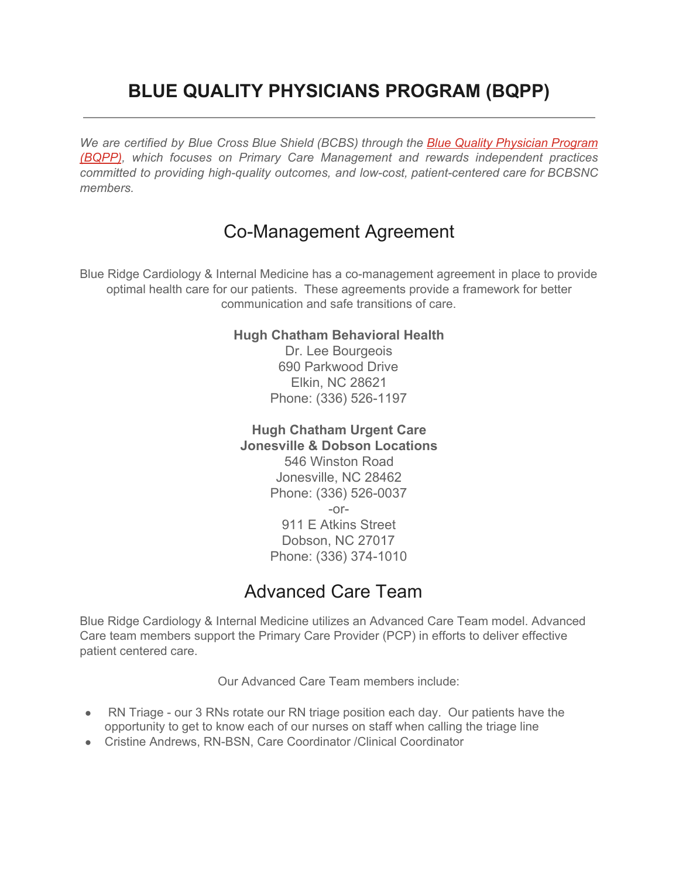# BLUE QUALITY PHYSICIANS PROGRAM (BQPP)

---

*We are certified by Blue Cross Blue Shield (BCBS) through the [Blue Quality Physician Program (BQPP)](), which focuses on Primary Care Management and rewards independent practices committed to providing high-quality outcomes, and low-cost, patient-centered care for BCBSNC members.*

## Co-Management Agreement

Blue Ridge Cardiology & Internal Medicine has a co-management agreement in place to provide optimal health care for our patients. These agreements provide a framework for better communication and safe transitions of care.

**Hugh Chatham Behavioral Health**
Dr. Lee Bourgeois
690 Parkwood Drive
Elkin, NC 28621
Phone: (336) 526-1197

**Hugh Chatham Urgent Care**
**Jonesville & Dobson Locations**
546 Winston Road
Jonesville, NC 28462
Phone: (336) 526-0037
-or-
911 E Atkins Street
Dobson, NC 27017
Phone: (336) 374-1010

## Advanced Care Team

Blue Ridge Cardiology & Internal Medicine utilizes an Advanced Care Team model. Advanced Care team members support the Primary Care Provider (PCP) in efforts to deliver effective patient centered care.

Our Advanced Care Team members include:

- RN Triage - our 3 RNs rotate our RN triage position each day. Our patients have the opportunity to get to know each of our nurses on staff when calling the triage line
- Cristine Andrews, RN-BSN, Care Coordinator /Clinical Coordinator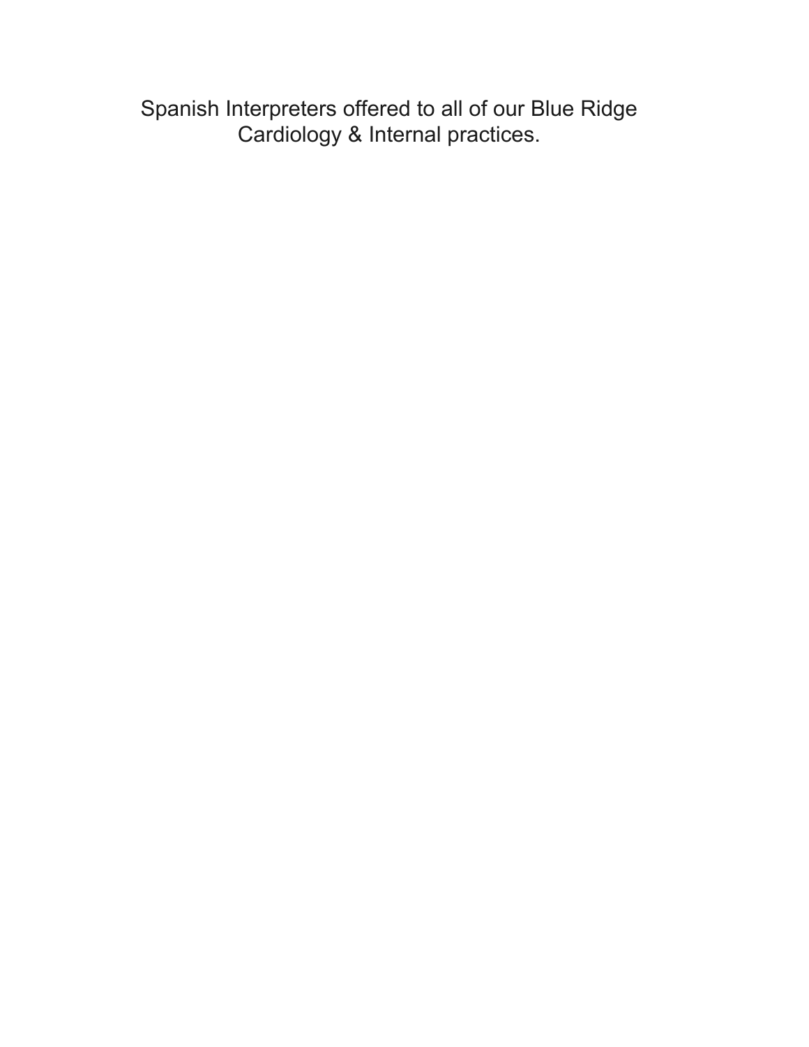Spanish Interpreters offered to all of our Blue Ridge Cardiology & Internal practices.